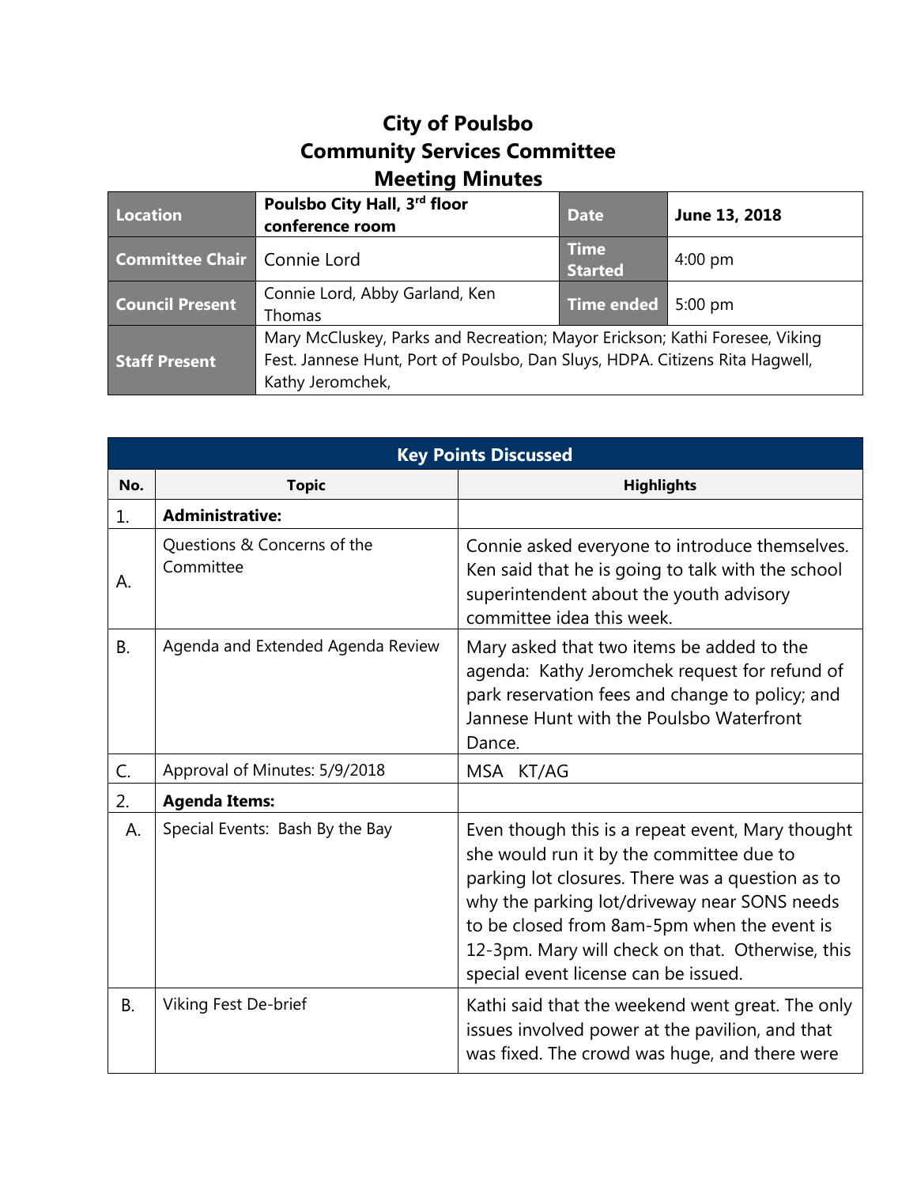# City of Poulsbo
# Community Services Committee
# Meeting Minutes

| Location | Poulsbo City Hall, 3rd floor conference room | Date | June 13, 2018 |
|---|---|---|---|
| Committee Chair | Connie Lord | Time Started | 4:00 pm |
| Council Present | Connie Lord, Abby Garland, Ken Thomas | Time ended | 5:00 pm |
| Staff Present | Mary McCluskey, Parks and Recreation; Mayor Erickson; Kathi Foresee, Viking Fest. Jannese Hunt, Port of Poulsbo, Dan Sluys, HDPA. Citizens Rita Hagwell, Kathy Jeromchek, | | |

| Key Points Discussed | | |
|---|---|---|
| **No.** | **Topic** | **Highlights** |
| 1. | **Administrative:** | |
| A. | Questions & Concerns of the Committee | Connie asked everyone to introduce themselves. Ken said that he is going to talk with the school superintendent about the youth advisory committee idea this week. |
| B. | Agenda and Extended Agenda Review | Mary asked that two items be added to the agenda: Kathy Jeromchek request for refund of park reservation fees and change to policy; and Jannese Hunt with the Poulsbo Waterfront Dance. |
| C. | Approval of Minutes: 5/9/2018 | MSA KT/AG |
| 2. | **Agenda Items:** | |
| A. | Special Events: Bash By the Bay | Even though this is a repeat event, Mary thought she would run it by the committee due to parking lot closures. There was a question as to why the parking lot/driveway near SONS needs to be closed from 8am-5pm when the event is 12-3pm. Mary will check on that. Otherwise, this special event license can be issued. |
| B. | Viking Fest De-brief | Kathi said that the weekend went great. The only issues involved power at the pavilion, and that was fixed. The crowd was huge, and there were |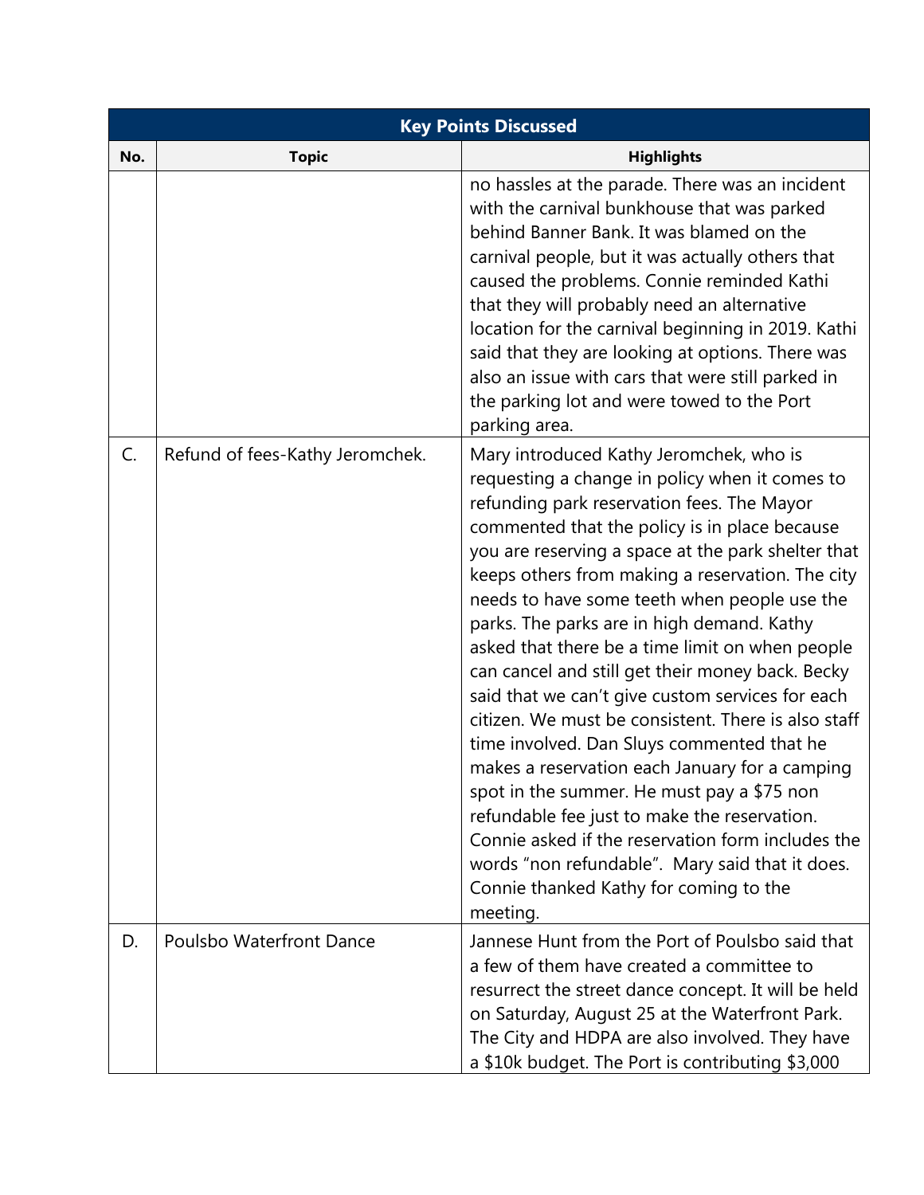| Key Points Discussed | | |
|---|---|---|
| **No.** | **Topic** | **Highlights** |
| | | no hassles at the parade. There was an incident with the carnival bunkhouse that was parked behind Banner Bank. It was blamed on the carnival people, but it was actually others that caused the problems. Connie reminded Kathi that they will probably need an alternative location for the carnival beginning in 2019. Kathi said that they are looking at options. There was also an issue with cars that were still parked in the parking lot and were towed to the Port parking area. |
| C. | Refund of fees-Kathy Jeromchek. | Mary introduced Kathy Jeromchek, who is requesting a change in policy when it comes to refunding park reservation fees. The Mayor commented that the policy is in place because you are reserving a space at the park shelter that keeps others from making a reservation. The city needs to have some teeth when people use the parks. The parks are in high demand. Kathy asked that there be a time limit on when people can cancel and still get their money back. Becky said that we can't give custom services for each citizen. We must be consistent. There is also staff time involved. Dan Sluys commented that he makes a reservation each January for a camping spot in the summer. He must pay a $75 non refundable fee just to make the reservation. Connie asked if the reservation form includes the words "non refundable". Mary said that it does. Connie thanked Kathy for coming to the meeting. |
| D. | Poulsbo Waterfront Dance | Jannese Hunt from the Port of Poulsbo said that a few of them have created a committee to resurrect the street dance concept. It will be held on Saturday, August 25 at the Waterfront Park. The City and HDPA are also involved. They have a $10k budget. The Port is contributing $3,000 |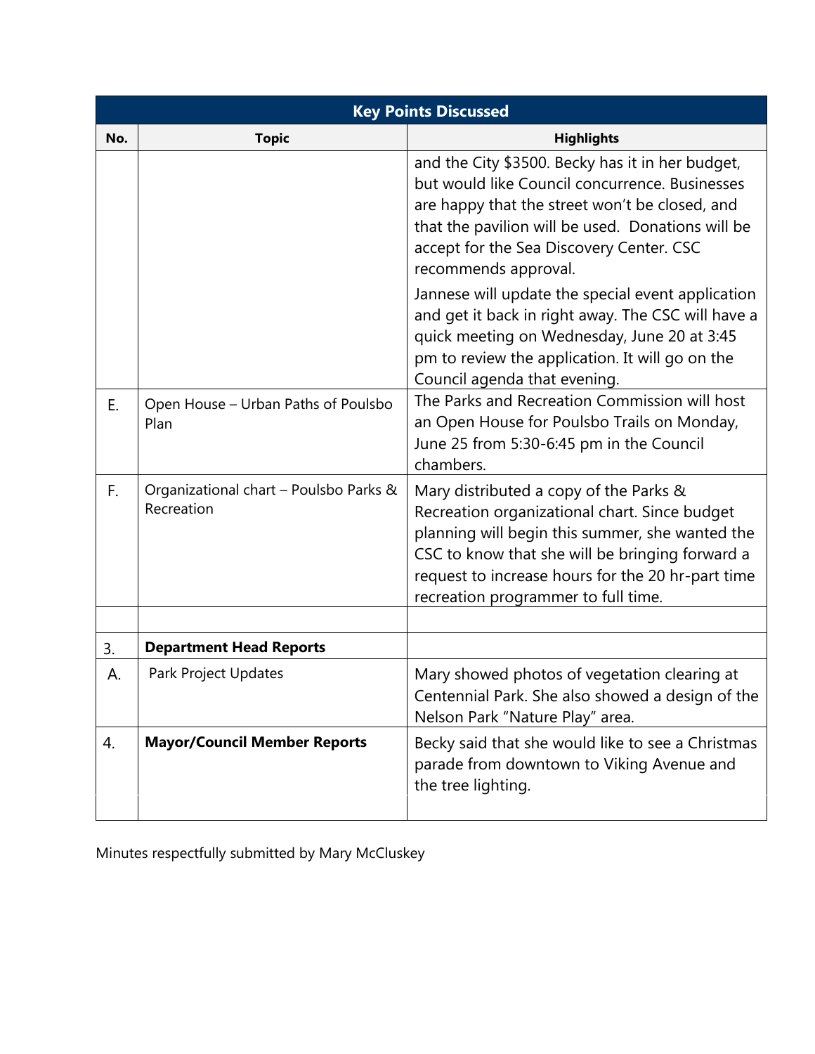| Key Points Discussed | | |
|---|---|---|
| **No.** | **Topic** | **Highlights** |
| | | and the City $3500. Becky has it in her budget, but would like Council concurrence. Businesses are happy that the street won't be closed, and that the pavilion will be used. Donations will be accept for the Sea Discovery Center. CSC recommends approval.<br><br>Jannese will update the special event application and get it back in right away. The CSC will have a quick meeting on Wednesday, June 20 at 3:45 pm to review the application. It will go on the Council agenda that evening. |
| E. | Open House – Urban Paths of Poulsbo Plan | The Parks and Recreation Commission will host an Open House for Poulsbo Trails on Monday, June 25 from 5:30-6:45 pm in the Council chambers. |
| F. | Organizational chart – Poulsbo Parks & Recreation | Mary distributed a copy of the Parks & Recreation organizational chart. Since budget planning will begin this summer, she wanted the CSC to know that she will be bringing forward a request to increase hours for the 20 hr-part time recreation programmer to full time. |
| | | |
| 3. | **Department Head Reports** | |
| A. | Park Project Updates | Mary showed photos of vegetation clearing at Centennial Park. She also showed a design of the Nelson Park "Nature Play" area. |
| 4. | **Mayor/Council Member Reports** | Becky said that she would like to see a Christmas parade from downtown to Viking Avenue and the tree lighting. |
| | | |

Minutes respectfully submitted by Mary McCluskey